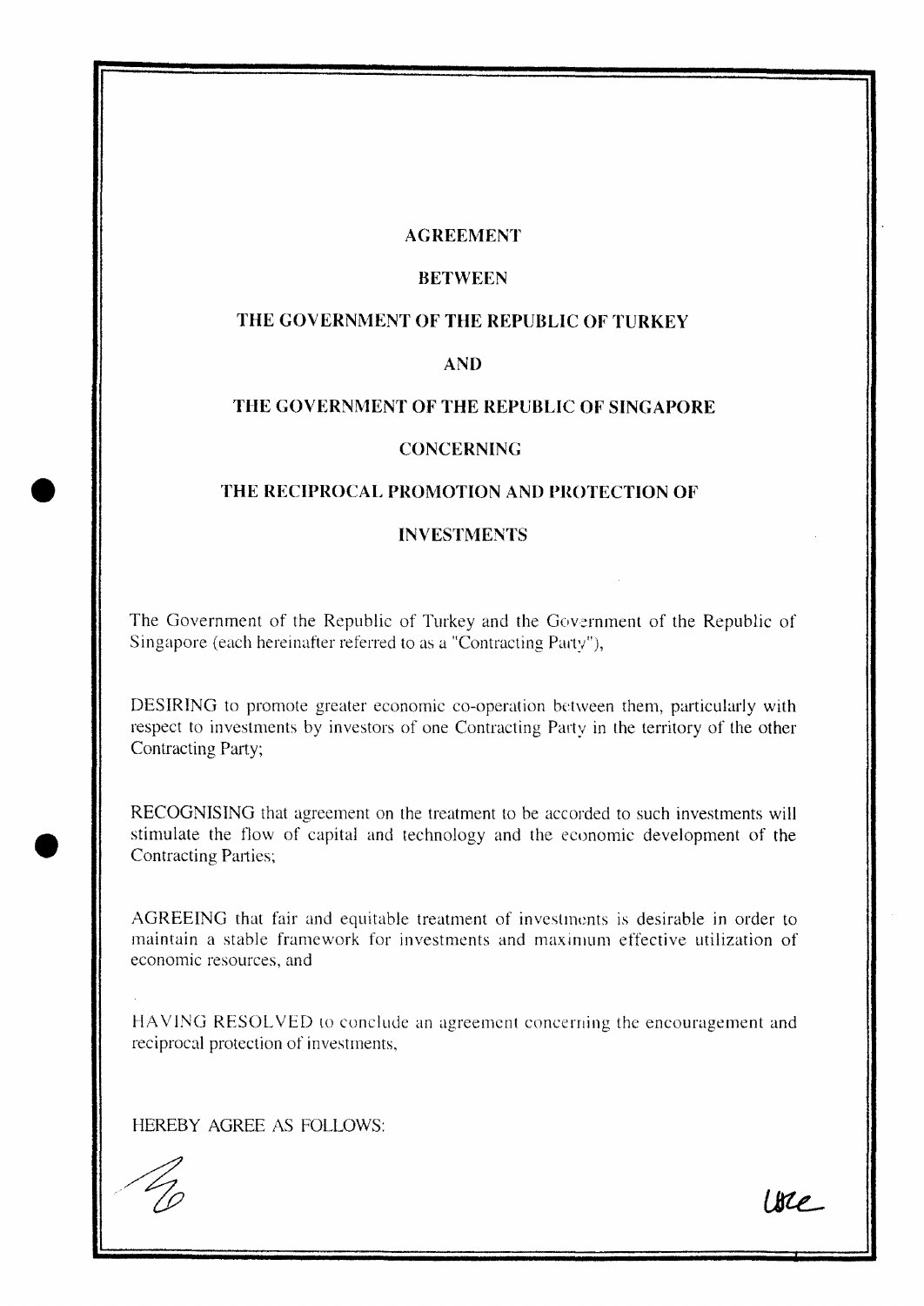# AGREEMENT

# BETWEEN

# THE GOVERNMENT OF THE REPUBLIC OF TURKEY

# AND

# THE GOVERNMENT OF THE REPUBLIC OF SINGAPORE

# CONCERNING

# THE RECIPROCAL PROMOTION AND PROTECTION OF

# INVESTMENTS

The Government of the Republic of Turkey and the Government of the Republic of Singapore (each hereinafter referred to as a "Contracting Party"),

DESIRING to promote greater economic co-operation between them, particularly with respect to investments by investors of one Contracting Party in the territory of the other Contracting Party;

RECOGNISING that agreement on the treatment to be accorded to such investments will stimulate the flow of capital and technology and the economic development of the Contracting Parties;

AGREEING that fair and equitable treatment of investments is desirable in order to maintain a stable framework for investments and maximum effective utilization of economic resources, and

HAVING RESOLVED to conclude an agreement concerning the encouragement and reciprocal protection of investments,

HEREBY AGREE AS FOLLOWS: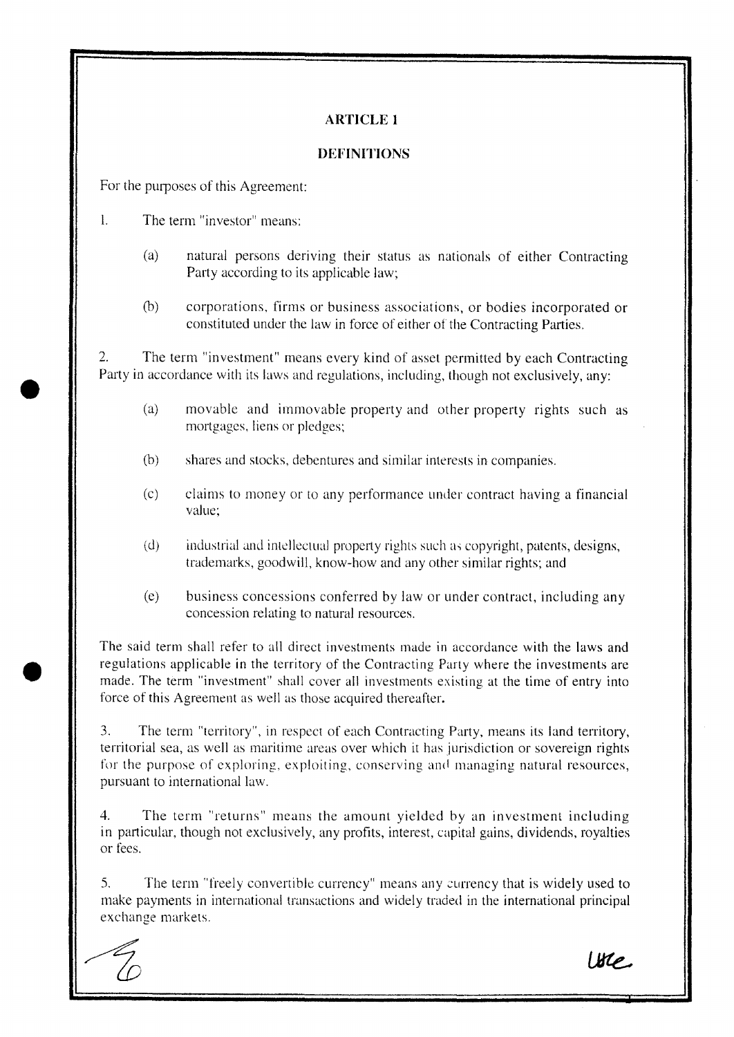## ARTICLE 1

## DEFINITIONS

For the purposes of this Agreement:

1. The term "investor" means:

   (a) natural persons deriving their status as nationals of either Contracting Party according to its applicable law;

   (b) corporations, firms or business associations, or bodies incorporated or constituted under the law in force of either of the Contracting Parties.

2. The term "investment" means every kind of asset permitted by each Contracting Party in accordance with its laws and regulations, including, though not exclusively, any:

   (a) movable and immovable property and other property rights such as mortgages, liens or pledges;

   (b) shares and stocks, debentures and similar interests in companies.

   (c) claims to money or to any performance under contract having a financial value;

   (d) industrial and intellectual property rights such as copyright, patents, designs, trademarks, goodwill, know-how and any other similar rights; and

   (e) business concessions conferred by law or under contract, including any concession relating to natural resources.

The said term shall refer to all direct investments made in accordance with the laws and regulations applicable in the territory of the Contracting Party where the investments are made. The term "investment" shall cover all investments existing at the time of entry into force of this Agreement as well as those acquired thereafter.

3. The term "territory", in respect of each Contracting Party, means its land territory, territorial sea, as well as maritime areas over which it has jurisdiction or sovereign rights for the purpose of exploring, exploiting, conserving and managing natural resources, pursuant to international law.

4. The term "returns" means the amount yielded by an investment including in particular, though not exclusively, any profits, interest, capital gains, dividends, royalties or fees.

5. The term "freely convertible currency" means any currency that is widely used to make payments in international transactions and widely traded in the international principal exchange markets.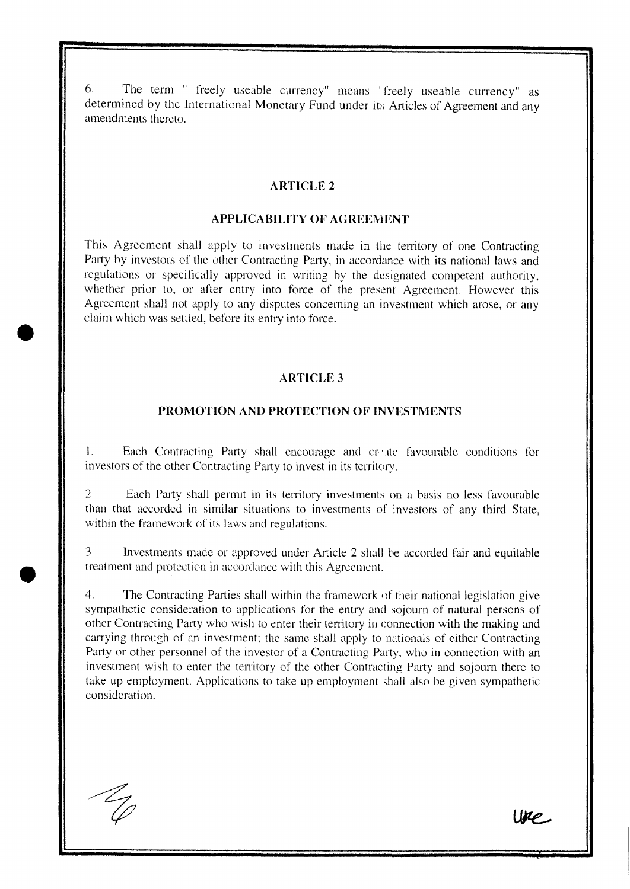6. The term " freely useable currency" means 'freely useable currency" as determined by the International Monetary Fund under its Articles of Agreement and any amendments thereto.

## ARTICLE 2

## APPLICABILITY OF AGREEMENT

This Agreement shall apply to investments made in the territory of one Contracting Party by investors of the other Contracting Party, in accordance with its national laws and regulations or specifically approved in writing by the designated competent authority, whether prior to, or after entry into force of the present Agreement. However this Agreement shall not apply to any disputes concerning an investment which arose, or any claim which was settled, before its entry into force.

## ARTICLE 3

## PROMOTION AND PROTECTION OF INVESTMENTS

1. Each Contracting Party shall encourage and create favourable conditions for investors of the other Contracting Party to invest in its territory.

2. Each Party shall permit in its territory investments on a basis no less favourable than that accorded in similar situations to investments of investors of any third State, within the framework of its laws and regulations.

3. Investments made or approved under Article 2 shall be accorded fair and equitable treatment and protection in accordance with this Agreement.

4. The Contracting Parties shall within the framework of their national legislation give sympathetic consideration to applications for the entry and sojourn of natural persons of other Contracting Party who wish to enter their territory in connection with the making and carrying through of an investment; the same shall apply to nationals of either Contracting Party or other personnel of the investor of a Contracting Party, who in connection with an investment wish to enter the territory of the other Contracting Party and sojourn there to take up employment. Applications to take up employment shall also be given sympathetic consideration.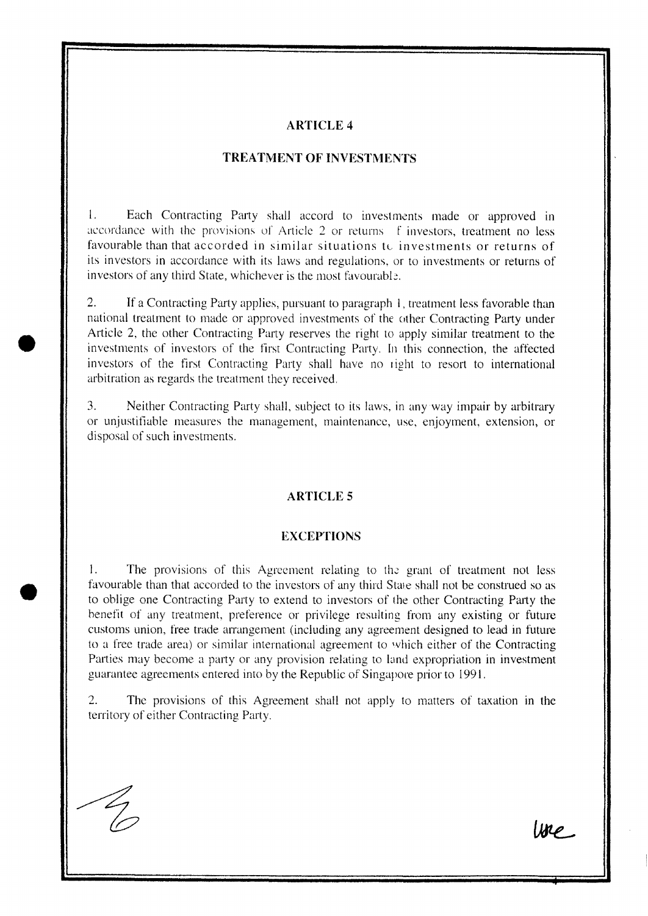## ARTICLE 4

## TREATMENT OF INVESTMENTS

1. Each Contracting Party shall accord to investments made or approved in accordance with the provisions of Article 2 or returns of investors, treatment no less favourable than that accorded in similar situations to investments or returns of its investors in accordance with its laws and regulations, or to investments or returns of investors of any third State, whichever is the most favourable.

2. If a Contracting Party applies, pursuant to paragraph 1, treatment less favorable than national treatment to made or approved investments of the other Contracting Party under Article 2, the other Contracting Party reserves the right to apply similar treatment to the investments of investors of the first Contracting Party. In this connection, the affected investors of the first Contracting Party shall have no right to resort to international arbitration as regards the treatment they received.

3. Neither Contracting Party shall, subject to its laws, in any way impair by arbitrary or unjustifiable measures the management, maintenance, use, enjoyment, extension, or disposal of such investments.

## ARTICLE 5

## EXCEPTIONS

1. The provisions of this Agreement relating to the grant of treatment not less favourable than that accorded to the investors of any third State shall not be construed so as to oblige one Contracting Party to extend to investors of the other Contracting Party the benefit of any treatment, preference or privilege resulting from any existing or future customs union, free trade arrangement (including any agreement designed to lead in future to a free trade area) or similar international agreement to which either of the Contracting Parties may become a party or any provision relating to land expropriation in investment guarantee agreements entered into by the Republic of Singapore prior to 1991.

2. The provisions of this Agreement shall not apply to matters of taxation in the territory of either Contracting Party.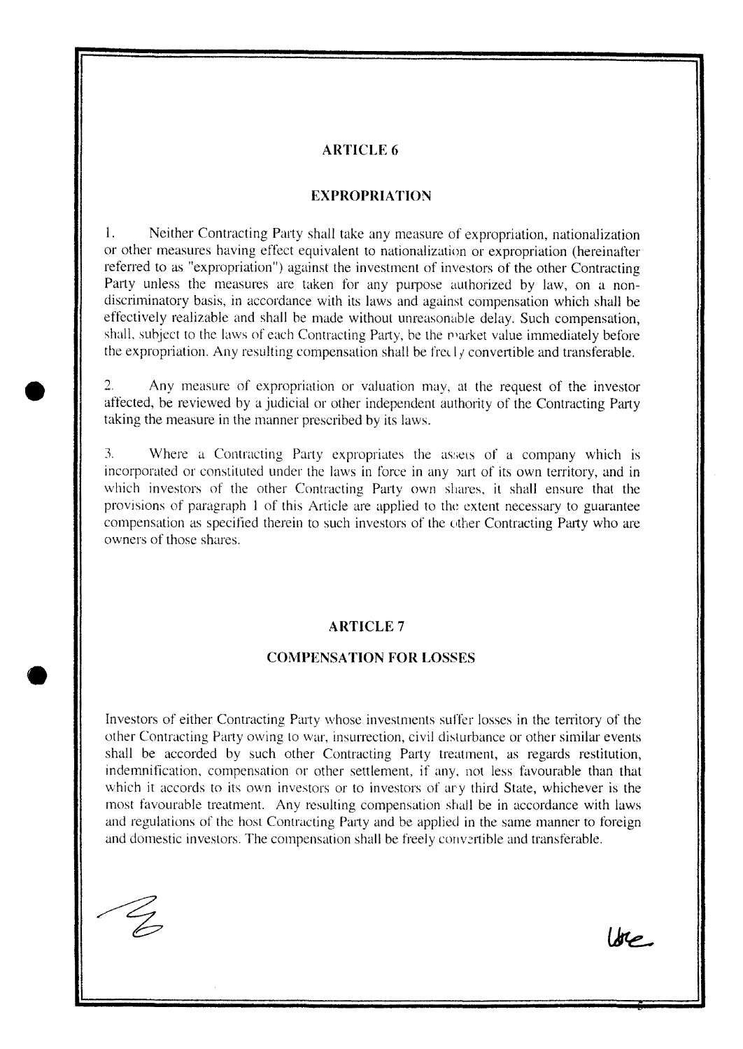## ARTICLE 6

## EXPROPRIATION

1. Neither Contracting Party shall take any measure of expropriation, nationalization or other measures having effect equivalent to nationalization or expropriation (hereinafter referred to as "expropriation") against the investment of investors of the other Contracting Party unless the measures are taken for any purpose authorized by law, on a non-discriminatory basis, in accordance with its laws and against compensation which shall be effectively realizable and shall be made without unreasonable delay. Such compensation, shall, subject to the laws of each Contracting Party, be the market value immediately before the expropriation. Any resulting compensation shall be freely convertible and transferable.

2. Any measure of expropriation or valuation may, at the request of the investor affected, be reviewed by a judicial or other independent authority of the Contracting Party taking the measure in the manner prescribed by its laws.

3. Where a Contracting Party expropriates the assets of a company which is incorporated or constituted under the laws in force in any part of its own territory, and in which investors of the other Contracting Party own shares, it shall ensure that the provisions of paragraph 1 of this Article are applied to the extent necessary to guarantee compensation as specified therein to such investors of the other Contracting Party who are owners of those shares.

## ARTICLE 7

## COMPENSATION FOR LOSSES

Investors of either Contracting Party whose investments suffer losses in the territory of the other Contracting Party owing to war, insurrection, civil disturbance or other similar events shall be accorded by such other Contracting Party treatment, as regards restitution, indemnification, compensation or other settlement, if any, not less favourable than that which it accords to its own investors or to investors of any third State, whichever is the most favourable treatment. Any resulting compensation shall be in accordance with laws and regulations of the host Contracting Party and be applied in the same manner to foreign and domestic investors. The compensation shall be freely convertible and transferable.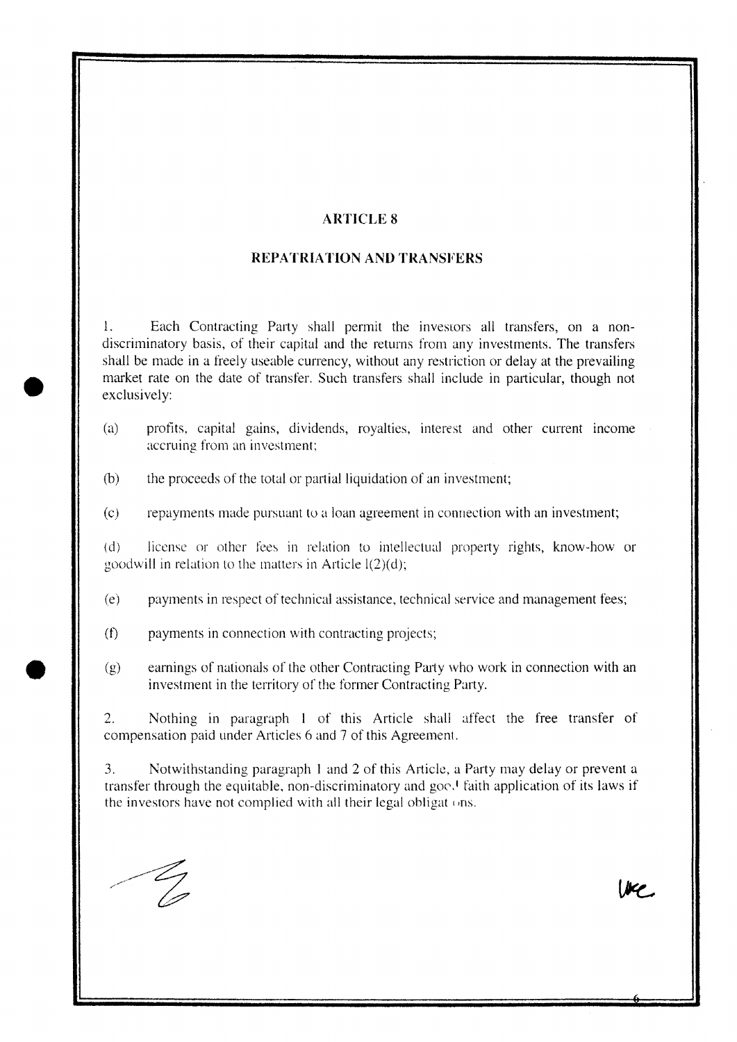## ARTICLE 8

## REPATRIATION AND TRANSFERS

1. Each Contracting Party shall permit the investors all transfers, on a non-discriminatory basis, of their capital and the returns from any investments. The transfers shall be made in a freely useable currency, without any restriction or delay at the prevailing market rate on the date of transfer. Such transfers shall include in particular, though not exclusively:

(a) profits, capital gains, dividends, royalties, interest and other current income accruing from an investment;

(b) the proceeds of the total or partial liquidation of an investment;

(c) repayments made pursuant to a loan agreement in connection with an investment;

(d) license or other fees in relation to intellectual property rights, know-how or goodwill in relation to the matters in Article 1(2)(d);

(e) payments in respect of technical assistance, technical service and management fees;

(f) payments in connection with contracting projects;

(g) earnings of nationals of the other Contracting Party who work in connection with an investment in the territory of the former Contracting Party.

2. Nothing in paragraph 1 of this Article shall affect the free transfer of compensation paid under Articles 6 and 7 of this Agreement.

3. Notwithstanding paragraph 1 and 2 of this Article, a Party may delay or prevent a transfer through the equitable, non-discriminatory and good faith application of its laws if the investors have not complied with all their legal obligations.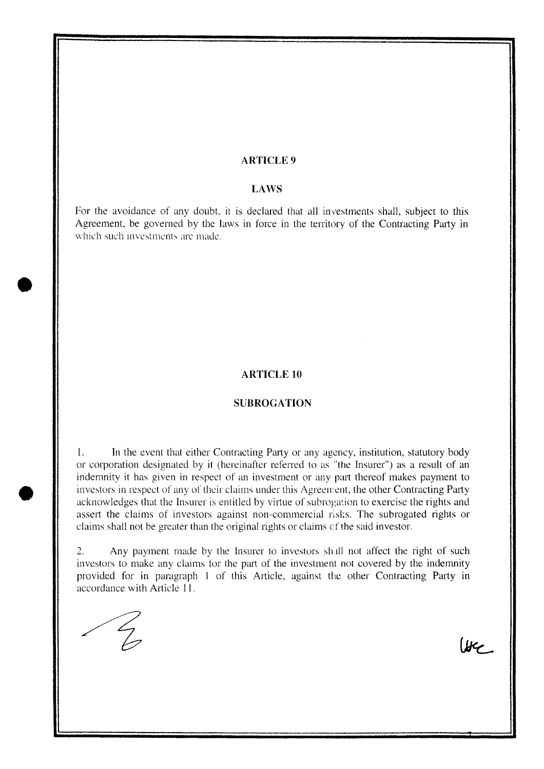## ARTICLE 9

## LAWS

For the avoidance of any doubt, it is declared that all investments shall, subject to this Agreement, be governed by the laws in force in the territory of the Contracting Party in which such investments are made.

## ARTICLE 10

## SUBROGATION

1. In the event that either Contracting Party or any agency, institution, statutory body or corporation designated by it (hereinafter referred to as "the Insurer") as a result of an indemnity it has given in respect of an investment or any part thereof makes payment to investors in respect of any of their claims under this Agreement, the other Contracting Party acknowledges that the Insurer is entitled by virtue of subrogation to exercise the rights and assert the claims of investors against non-commercial risks. The subrogated rights or claims shall not be greater than the original rights or claims of the said investor.

2. Any payment made by the Insurer to investors shall not affect the right of such investors to make any claims for the part of the investment not covered by the indemnity provided for in paragraph 1 of this Article, against the other Contracting Party in accordance with Article 11.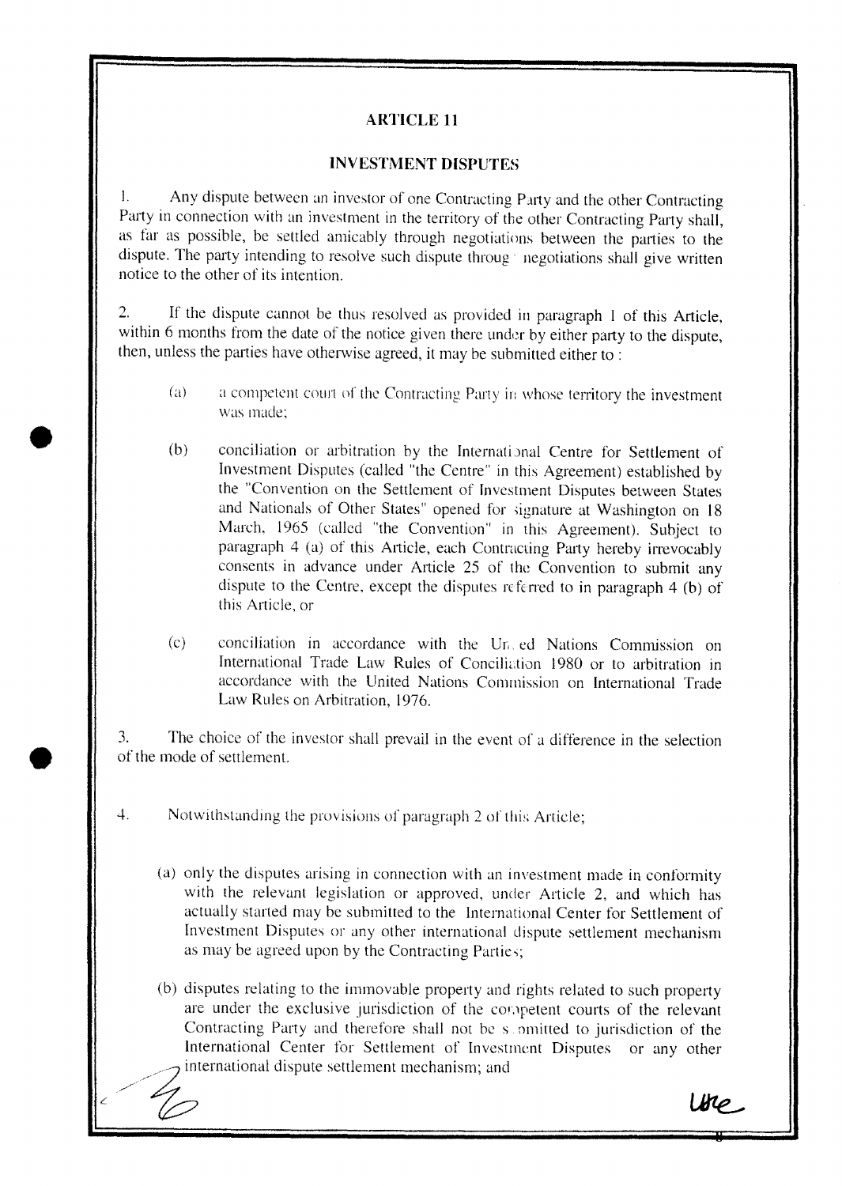## ARTICLE 11

### INVESTMENT DISPUTES

1. Any dispute between an investor of one Contracting Party and the other Contracting Party in connection with an investment in the territory of the other Contracting Party shall, as far as possible, be settled amicably through negotiations between the parties to the dispute. The party intending to resolve such dispute through negotiations shall give written notice to the other of its intention.

2. If the dispute cannot be thus resolved as provided in paragraph 1 of this Article, within 6 months from the date of the notice given there under by either party to the dispute, then, unless the parties have otherwise agreed, it may be submitted either to :

   (a) a competent court of the Contracting Party in whose territory the investment was made;

   (b) conciliation or arbitration by the International Centre for Settlement of Investment Disputes (called "the Centre" in this Agreement) established by the "Convention on the Settlement of Investment Disputes between States and Nationals of Other States" opened for signature at Washington on 18 March, 1965 (called "the Convention" in this Agreement). Subject to paragraph 4 (a) of this Article, each Contracting Party hereby irrevocably consents in advance under Article 25 of the Convention to submit any dispute to the Centre, except the disputes referred to in paragraph 4 (b) of this Article, or

   (c) conciliation in accordance with the United Nations Commission on International Trade Law Rules of Conciliation 1980 or to arbitration in accordance with the United Nations Commission on International Trade Law Rules on Arbitration, 1976.

3. The choice of the investor shall prevail in the event of a difference in the selection of the mode of settlement.

4. Notwithstanding the provisions of paragraph 2 of this Article;

   (a) only the disputes arising in connection with an investment made in conformity with the relevant legislation or approved, under Article 2, and which has actually started may be submitted to the International Center for Settlement of Investment Disputes or any other international dispute settlement mechanism as may be agreed upon by the Contracting Parties;

   (b) disputes relating to the immovable property and rights related to such property are under the exclusive jurisdiction of the competent courts of the relevant Contracting Party and therefore shall not be submitted to jurisdiction of the International Center for Settlement of Investment Disputes or any other international dispute settlement mechanism; and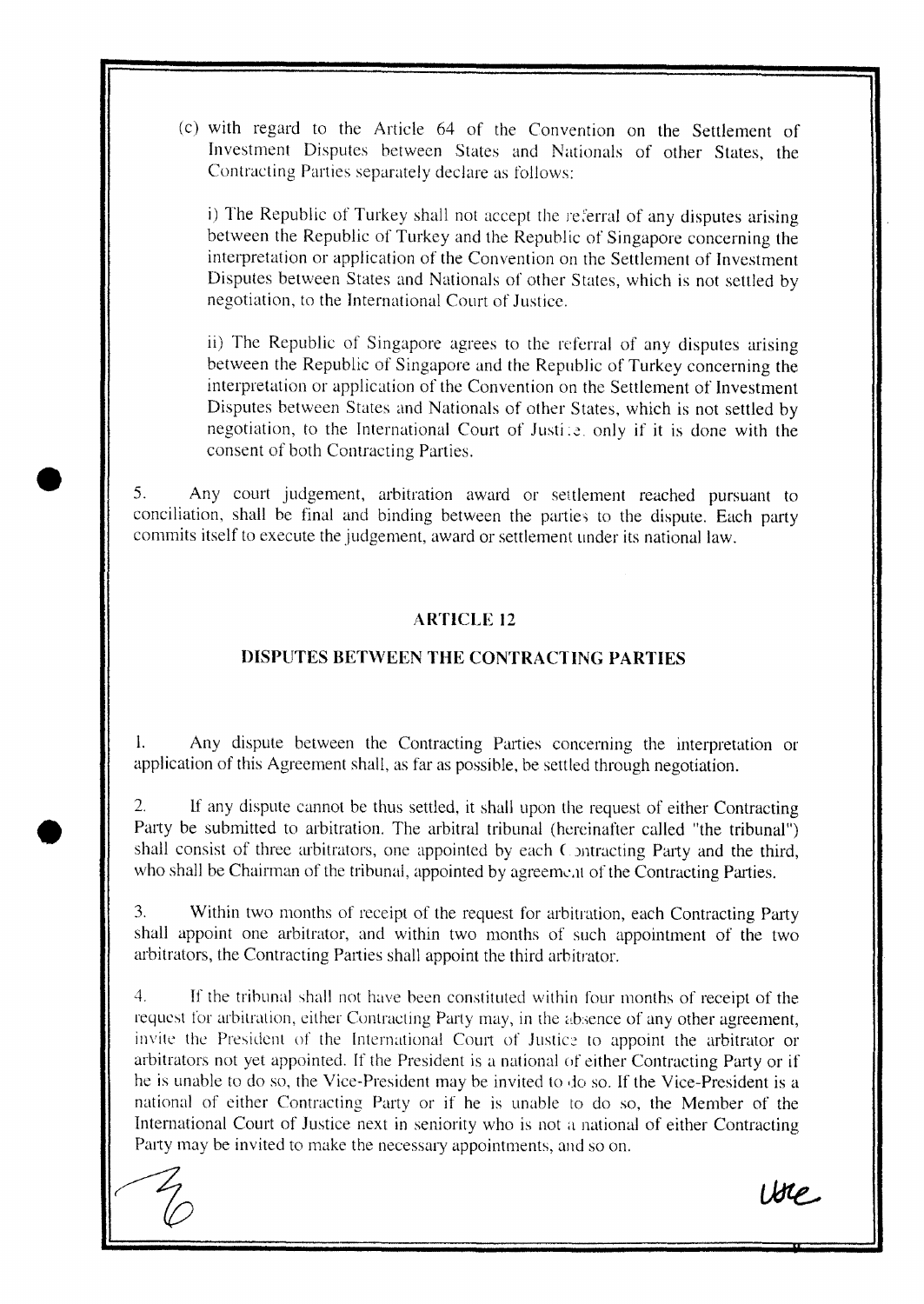(c) with regard to the Article 64 of the Convention on the Settlement of Investment Disputes between States and Nationals of other States, the Contracting Parties separately declare as follows:

i) The Republic of Turkey shall not accept the referral of any disputes arising between the Republic of Turkey and the Republic of Singapore concerning the interpretation or application of the Convention on the Settlement of Investment Disputes between States and Nationals of other States, which is not settled by negotiation, to the International Court of Justice.

ii) The Republic of Singapore agrees to the referral of any disputes arising between the Republic of Singapore and the Republic of Turkey concerning the interpretation or application of the Convention on the Settlement of Investment Disputes between States and Nationals of other States, which is not settled by negotiation, to the International Court of Justice, only if it is done with the consent of both Contracting Parties.

5. Any court judgement, arbitration award or settlement reached pursuant to conciliation, shall be final and binding between the parties to the dispute. Each party commits itself to execute the judgement, award or settlement under its national law.

## ARTICLE 12

## DISPUTES BETWEEN THE CONTRACTING PARTIES

1. Any dispute between the Contracting Parties concerning the interpretation or application of this Agreement shall, as far as possible, be settled through negotiation.

2. If any dispute cannot be thus settled, it shall upon the request of either Contracting Party be submitted to arbitration. The arbitral tribunal (hereinafter called "the tribunal") shall consist of three arbitrators, one appointed by each Contracting Party and the third, who shall be Chairman of the tribunal, appointed by agreement of the Contracting Parties.

3. Within two months of receipt of the request for arbitration, each Contracting Party shall appoint one arbitrator, and within two months of such appointment of the two arbitrators, the Contracting Parties shall appoint the third arbitrator.

4. If the tribunal shall not have been constituted within four months of receipt of the request for arbitration, either Contracting Party may, in the absence of any other agreement, invite the President of the International Court of Justice to appoint the arbitrator or arbitrators not yet appointed. If the President is a national of either Contracting Party or if he is unable to do so, the Vice-President may be invited to do so. If the Vice-President is a national of either Contracting Party or if he is unable to do so, the Member of the International Court of Justice next in seniority who is not a national of either Contracting Party may be invited to make the necessary appointments, and so on.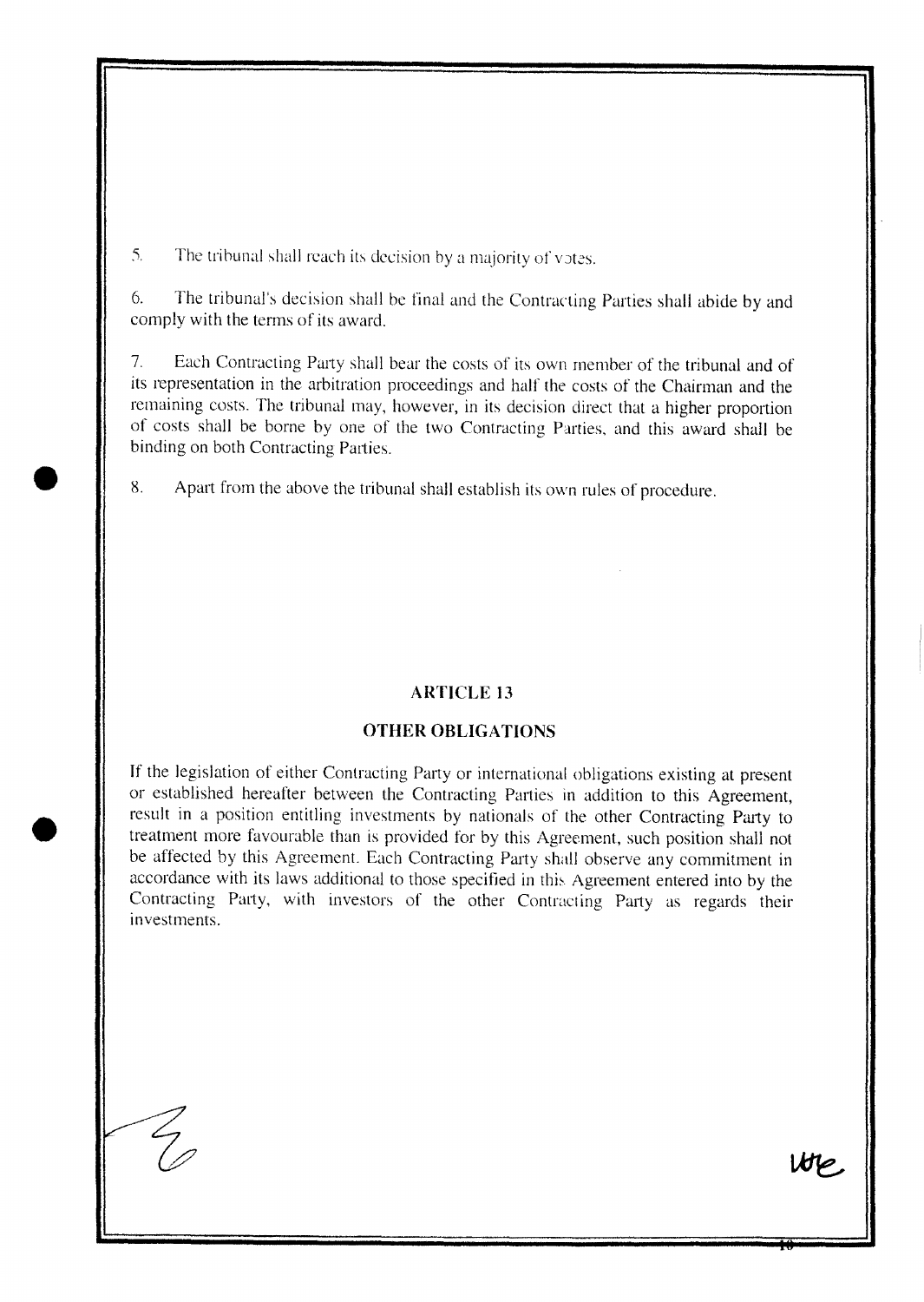5. The tribunal shall reach its decision by a majority of votes.

6. The tribunal's decision shall be final and the Contracting Parties shall abide by and comply with the terms of its award.

7. Each Contracting Party shall bear the costs of its own member of the tribunal and of its representation in the arbitration proceedings and half the costs of the Chairman and the remaining costs. The tribunal may, however, in its decision direct that a higher proportion of costs shall be borne by one of the two Contracting Parties, and this award shall be binding on both Contracting Parties.

8. Apart from the above the tribunal shall establish its own rules of procedure.

## ARTICLE 13

## OTHER OBLIGATIONS

If the legislation of either Contracting Party or international obligations existing at present or established hereafter between the Contracting Parties in addition to this Agreement, result in a position entitling investments by nationals of the other Contracting Party to treatment more favourable than is provided for by this Agreement, such position shall not be affected by this Agreement. Each Contracting Party shall observe any commitment in accordance with its laws additional to those specified in this Agreement entered into by the Contracting Party, with investors of the other Contracting Party as regards their investments.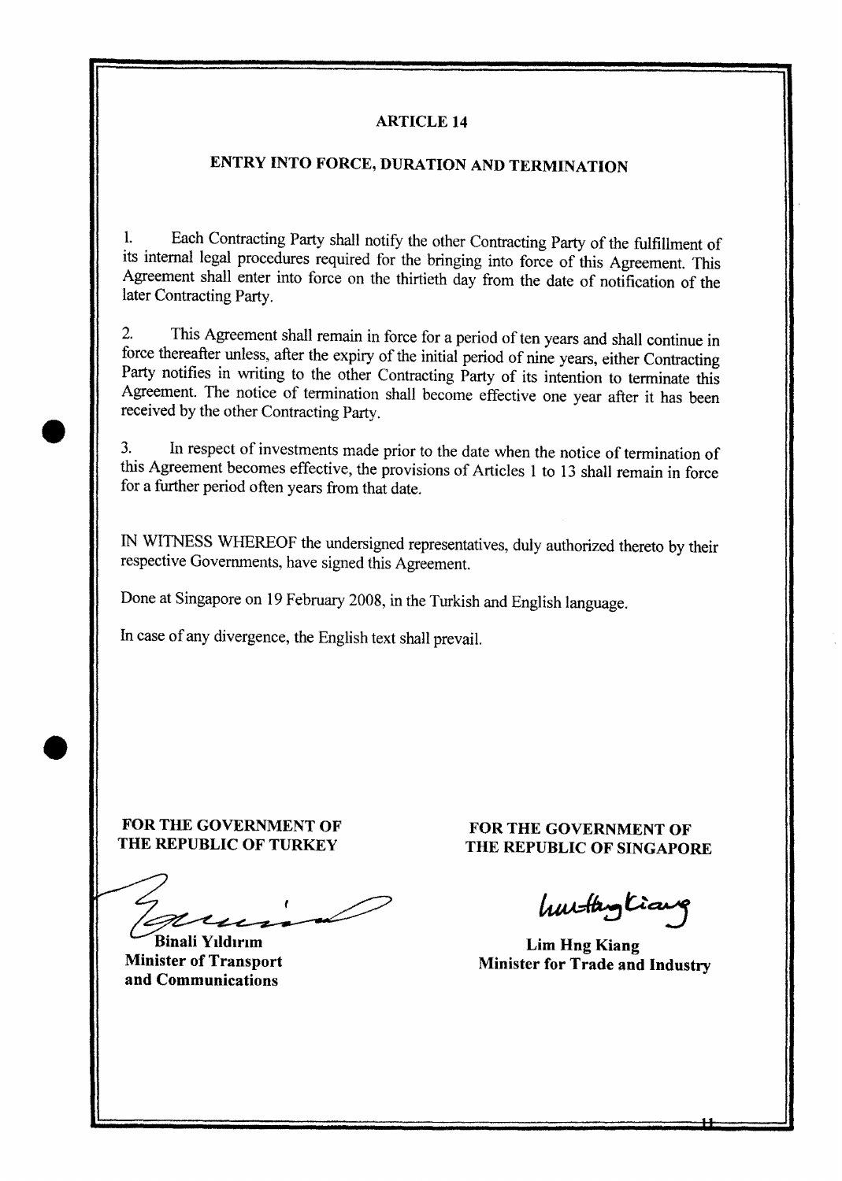## ARTICLE 14

## ENTRY INTO FORCE, DURATION AND TERMINATION

1. Each Contracting Party shall notify the other Contracting Party of the fulfillment of its internal legal procedures required for the bringing into force of this Agreement. This Agreement shall enter into force on the thirtieth day from the date of notification of the later Contracting Party.

2. This Agreement shall remain in force for a period of ten years and shall continue in force thereafter unless, after the expiry of the initial period of nine years, either Contracting Party notifies in writing to the other Contracting Party of its intention to terminate this Agreement. The notice of termination shall become effective one year after it has been received by the other Contracting Party.

3. In respect of investments made prior to the date when the notice of termination of this Agreement becomes effective, the provisions of Articles 1 to 13 shall remain in force for a further period often years from that date.

IN WITNESS WHEREOF the undersigned representatives, duly authorized thereto by their respective Governments, have signed this Agreement.

Done at Singapore on 19 February 2008, in the Turkish and English language.

In case of any divergence, the English text shall prevail.

**FOR THE GOVERNMENT OF THE REPUBLIC OF TURKEY**

**Binali Yıldırım**
**Minister of Transport and Communications**

**FOR THE GOVERNMENT OF THE REPUBLIC OF SINGAPORE**

**Lim Hng Kiang**
**Minister for Trade and Industry**